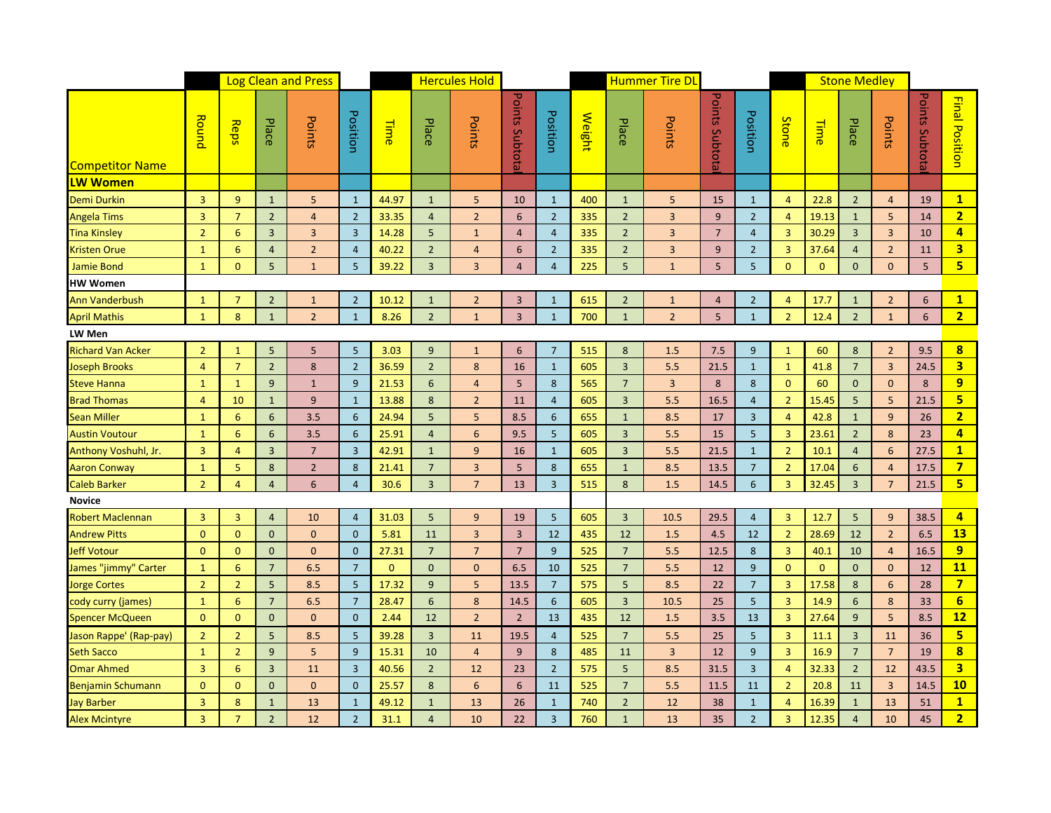| | Log Clean and Press | | | | | Hercules Hold | | | | | Hummer Tire DL | | | | | Stone Medley | | | | | |
|---|---|---|---|---|---|---|---|---|---|---|---|---|---|---|---|---|---|---|---|---|---|
| Competitor Name | Round | Reps | Place | Points | Position | Time | Place | Points | Points Subtotal | Position | Weight | Place | Points | Points Subtotal | Position | Stone | Time | Place | Points | Points Subtotal | Final Position |
| **LW Women** | | | | | | | | | | | | | | | | | | | | | |
| Demi Durkin | 3 | 9 | 1 | 5 | 1 | 44.97 | 1 | 5 | 10 | 1 | 400 | 1 | 5 | 15 | 1 | 4 | 22.8 | 2 | 4 | 19 | 1 |
| Angela Tims | 3 | 7 | 2 | 4 | 2 | 33.35 | 4 | 2 | 6 | 2 | 335 | 2 | 3 | 9 | 2 | 4 | 19.13 | 1 | 5 | 14 | 2 |
| Tina Kinsley | 2 | 6 | 3 | 3 | 3 | 14.28 | 5 | 1 | 4 | 4 | 335 | 2 | 3 | 7 | 4 | 3 | 30.29 | 3 | 3 | 10 | 4 |
| Kristen Orue | 1 | 6 | 4 | 2 | 4 | 40.22 | 2 | 4 | 6 | 2 | 335 | 2 | 3 | 9 | 2 | 3 | 37.64 | 4 | 2 | 11 | 3 |
| Jamie Bond | 1 | 0 | 5 | 1 | 5 | 39.22 | 3 | 3 | 4 | 4 | 225 | 5 | 1 | 5 | 5 | 0 | 0 | 0 | 0 | 5 | 5 |
| **HW Women** | | | | | | | | | | | | | | | | | | | | | |
| Ann Vanderbush | 1 | 7 | 2 | 1 | 2 | 10.12 | 1 | 2 | 3 | 1 | 615 | 2 | 1 | 4 | 2 | 4 | 17.7 | 1 | 2 | 6 | 1 |
| April Mathis | 1 | 8 | 1 | 2 | 1 | 8.26 | 2 | 1 | 3 | 1 | 700 | 1 | 2 | 5 | 1 | 2 | 12.4 | 2 | 1 | 6 | 2 |
| **LW Men** | | | | | | | | | | | | | | | | | | | | | |
| Richard Van Acker | 2 | 1 | 5 | 5 | 5 | 3.03 | 9 | 1 | 6 | 7 | 515 | 8 | 1.5 | 7.5 | 9 | 1 | 60 | 8 | 2 | 9.5 | 8 |
| Joseph Brooks | 4 | 7 | 2 | 8 | 2 | 36.59 | 2 | 8 | 16 | 1 | 605 | 3 | 5.5 | 21.5 | 1 | 1 | 41.8 | 7 | 3 | 24.5 | 3 |
| Steve Hanna | 1 | 1 | 9 | 1 | 9 | 21.53 | 6 | 4 | 5 | 8 | 565 | 7 | 3 | 8 | 8 | 0 | 60 | 0 | 0 | 8 | 9 |
| Brad Thomas | 4 | 10 | 1 | 9 | 1 | 13.88 | 8 | 2 | 11 | 4 | 605 | 3 | 5.5 | 16.5 | 4 | 2 | 15.45 | 5 | 5 | 21.5 | 5 |
| Sean Miller | 1 | 6 | 6 | 3.5 | 6 | 24.94 | 5 | 5 | 8.5 | 6 | 655 | 1 | 8.5 | 17 | 3 | 4 | 42.8 | 1 | 9 | 26 | 2 |
| Austin Voutour | 1 | 6 | 6 | 3.5 | 6 | 25.91 | 4 | 6 | 9.5 | 5 | 605 | 3 | 5.5 | 15 | 5 | 3 | 23.61 | 2 | 8 | 23 | 4 |
| Anthony Voshuhl, Jr. | 3 | 4 | 3 | 7 | 3 | 42.91 | 1 | 9 | 16 | 1 | 605 | 3 | 5.5 | 21.5 | 1 | 2 | 10.1 | 4 | 6 | 27.5 | 1 |
| Aaron Conway | 1 | 5 | 8 | 2 | 8 | 21.41 | 7 | 3 | 5 | 8 | 655 | 1 | 8.5 | 13.5 | 7 | 2 | 17.04 | 6 | 4 | 17.5 | 7 |
| Caleb Barker | 2 | 4 | 4 | 6 | 4 | 30.6 | 3 | 7 | 13 | 3 | 515 | 8 | 1.5 | 14.5 | 6 | 3 | 32.45 | 3 | 7 | 21.5 | 5 |
| **Novice** | | | | | | | | | | | | | | | | | | | | | |
| Robert Maclennan | 3 | 3 | 4 | 10 | 4 | 31.03 | 5 | 9 | 19 | 5 | 605 | 3 | 10.5 | 29.5 | 4 | 3 | 12.7 | 5 | 9 | 38.5 | 4 |
| Andrew Pitts | 0 | 0 | 0 | 0 | 0 | 5.81 | 11 | 3 | 3 | 12 | 435 | 12 | 1.5 | 4.5 | 12 | 2 | 28.69 | 12 | 2 | 6.5 | 13 |
| Jeff Votour | 0 | 0 | 0 | 0 | 0 | 27.31 | 7 | 7 | 7 | 9 | 525 | 7 | 5.5 | 12.5 | 8 | 3 | 40.1 | 10 | 4 | 16.5 | 9 |
| James "jimmy" Carter | 1 | 6 | 7 | 6.5 | 7 | 0 | 0 | 0 | 6.5 | 10 | 525 | 7 | 5.5 | 12 | 9 | 0 | 0 | 0 | 0 | 12 | 11 |
| Jorge Cortes | 2 | 2 | 5 | 8.5 | 5 | 17.32 | 9 | 5 | 13.5 | 7 | 575 | 5 | 8.5 | 22 | 7 | 3 | 17.58 | 8 | 6 | 28 | 7 |
| cody curry (james) | 1 | 6 | 7 | 6.5 | 7 | 28.47 | 6 | 8 | 14.5 | 6 | 605 | 3 | 10.5 | 25 | 5 | 3 | 14.9 | 6 | 8 | 33 | 6 |
| Spencer McQueen | 0 | 0 | 0 | 0 | 0 | 2.44 | 12 | 2 | 2 | 13 | 435 | 12 | 1.5 | 3.5 | 13 | 3 | 27.64 | 9 | 5 | 8.5 | 12 |
| Jason Rappe' (Rap-pay) | 2 | 2 | 5 | 8.5 | 5 | 39.28 | 3 | 11 | 19.5 | 4 | 525 | 7 | 5.5 | 25 | 5 | 3 | 11.1 | 3 | 11 | 36 | 5 |
| Seth Sacco | 1 | 2 | 9 | 5 | 9 | 15.31 | 10 | 4 | 9 | 8 | 485 | 11 | 3 | 12 | 9 | 3 | 16.9 | 7 | 7 | 19 | 8 |
| Omar Ahmed | 3 | 6 | 3 | 11 | 3 | 40.56 | 2 | 12 | 23 | 2 | 575 | 5 | 8.5 | 31.5 | 3 | 4 | 32.33 | 2 | 12 | 43.5 | 3 |
| Benjamin Schumann | 0 | 0 | 0 | 0 | 0 | 25.57 | 8 | 6 | 6 | 11 | 525 | 7 | 5.5 | 11.5 | 11 | 2 | 20.8 | 11 | 3 | 14.5 | 10 |
| Jay Barber | 3 | 8 | 1 | 13 | 1 | 49.12 | 1 | 13 | 26 | 1 | 740 | 2 | 12 | 38 | 1 | 4 | 16.39 | 1 | 13 | 51 | 1 |
| Alex Mcintyre | 3 | 7 | 2 | 12 | 2 | 31.1 | 4 | 10 | 22 | 3 | 760 | 1 | 13 | 35 | 2 | 3 | 12.35 | 4 | 10 | 45 | 2 |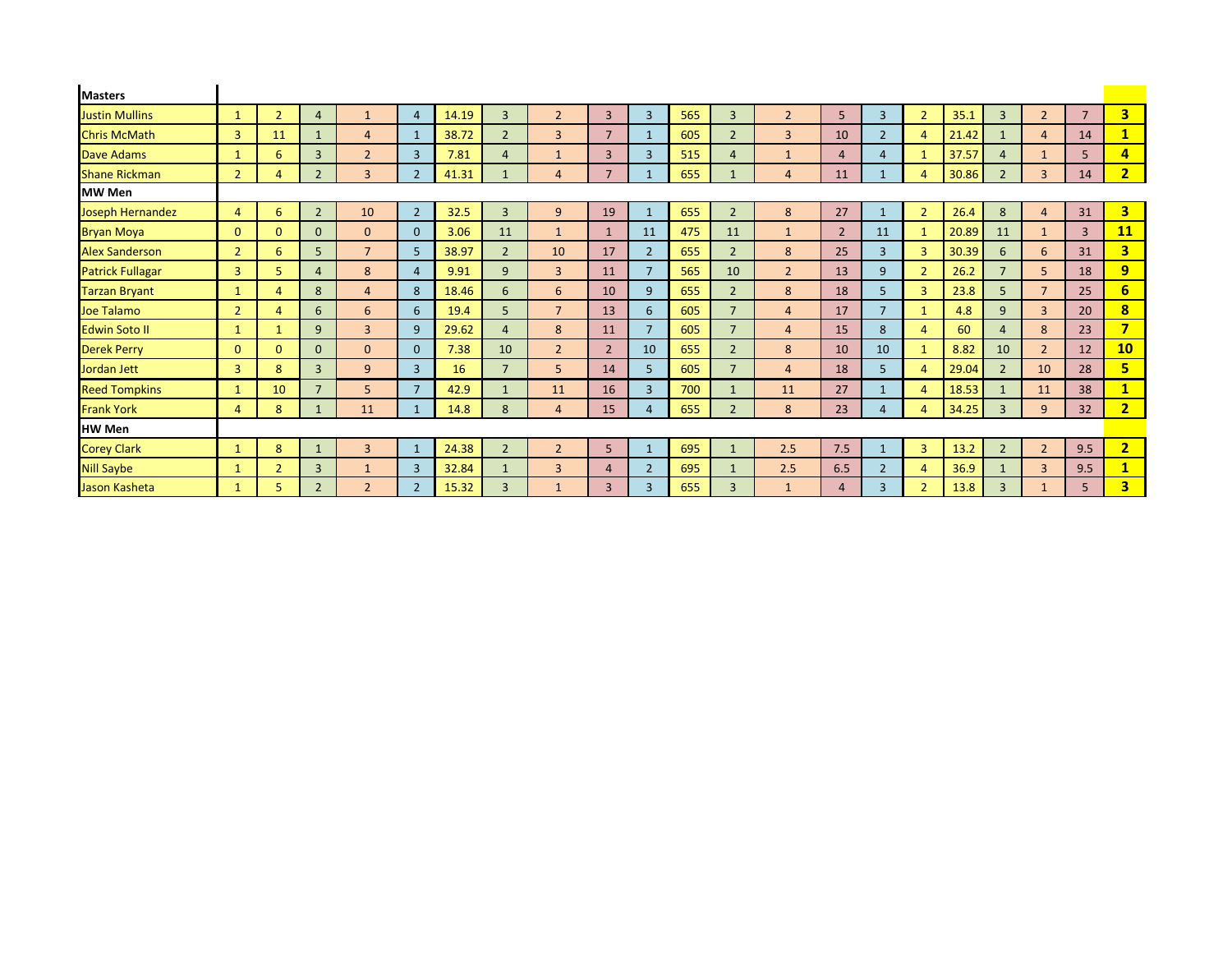| | | | | | | | | | | | | | | | | | | | | |
|---|---|---|---|---|---|---|---|---|---|---|---|---|---|---|---|---|---|---|---|---|
| **Masters** | | | | | | | | | | | | | | | | | | | | |
| Justin Mullins | 1 | 2 | 4 | 1 | 4 | 14.19 | 3 | 2 | 3 | 3 | 565 | 3 | 2 | 5 | 3 | 2 | 35.1 | 3 | 2 | 7 | **3** |
| Chris McMath | 3 | 11 | 1 | 4 | 1 | 38.72 | 2 | 3 | 7 | 1 | 605 | 2 | 3 | 10 | 2 | 4 | 21.42 | 1 | 4 | 14 | **1** |
| Dave Adams | 1 | 6 | 3 | 2 | 3 | 7.81 | 4 | 1 | 3 | 3 | 515 | 4 | 1 | 4 | 4 | 1 | 37.57 | 4 | 1 | 5 | **4** |
| Shane Rickman | 2 | 4 | 2 | 3 | 2 | 41.31 | 1 | 4 | 7 | 1 | 655 | 1 | 4 | 11 | 1 | 4 | 30.86 | 2 | 3 | 14 | **2** |
| **MW Men** | | | | | | | | | | | | | | | | | | | | |
| Joseph Hernandez | 4 | 6 | 2 | 10 | 2 | 32.5 | 3 | 9 | 19 | 1 | 655 | 2 | 8 | 27 | 1 | 2 | 26.4 | 8 | 4 | 31 | **3** |
| Bryan Moya | 0 | 0 | 0 | 0 | 0 | 3.06 | 11 | 1 | 1 | 11 | 475 | 11 | 1 | 2 | 11 | 1 | 20.89 | 11 | 1 | 3 | **11** |
| Alex Sanderson | 2 | 6 | 5 | 7 | 5 | 38.97 | 2 | 10 | 17 | 2 | 655 | 2 | 8 | 25 | 3 | 3 | 30.39 | 6 | 6 | 31 | **3** |
| Patrick Fullagar | 3 | 5 | 4 | 8 | 4 | 9.91 | 9 | 3 | 11 | 7 | 565 | 10 | 2 | 13 | 9 | 2 | 26.2 | 7 | 5 | 18 | **9** |
| Tarzan Bryant | 1 | 4 | 8 | 4 | 8 | 18.46 | 6 | 6 | 10 | 9 | 655 | 2 | 8 | 18 | 5 | 3 | 23.8 | 5 | 7 | 25 | **6** |
| Joe Talamo | 2 | 4 | 6 | 6 | 6 | 19.4 | 5 | 7 | 13 | 6 | 605 | 7 | 4 | 17 | 7 | 1 | 4.8 | 9 | 3 | 20 | **8** |
| Edwin Soto II | 1 | 1 | 9 | 3 | 9 | 29.62 | 4 | 8 | 11 | 7 | 605 | 7 | 4 | 15 | 8 | 4 | 60 | 4 | 8 | 23 | **7** |
| Derek Perry | 0 | 0 | 0 | 0 | 0 | 7.38 | 10 | 2 | 2 | 10 | 655 | 2 | 8 | 10 | 10 | 1 | 8.82 | 10 | 2 | 12 | **10** |
| Jordan Jett | 3 | 8 | 3 | 9 | 3 | 16 | 7 | 5 | 14 | 5 | 605 | 7 | 4 | 18 | 5 | 4 | 29.04 | 2 | 10 | 28 | **5** |
| Reed Tompkins | 1 | 10 | 7 | 5 | 7 | 42.9 | 1 | 11 | 16 | 3 | 700 | 1 | 11 | 27 | 1 | 4 | 18.53 | 1 | 11 | 38 | **1** |
| Frank York | 4 | 8 | 1 | 11 | 1 | 14.8 | 8 | 4 | 15 | 4 | 655 | 2 | 8 | 23 | 4 | 4 | 34.25 | 3 | 9 | 32 | **2** |
| **HW Men** | | | | | | | | | | | | | | | | | | | | |
| Corey Clark | 1 | 8 | 1 | 3 | 1 | 24.38 | 2 | 2 | 5 | 1 | 695 | 1 | 2.5 | 7.5 | 1 | 3 | 13.2 | 2 | 2 | 9.5 | **2** |
| Nill Saybe | 1 | 2 | 3 | 1 | 3 | 32.84 | 1 | 3 | 4 | 2 | 695 | 1 | 2.5 | 6.5 | 2 | 4 | 36.9 | 1 | 3 | 9.5 | **1** |
| Jason Kasheta | 1 | 5 | 2 | 2 | 2 | 15.32 | 3 | 1 | 3 | 3 | 655 | 3 | 1 | 4 | 3 | 2 | 13.8 | 3 | 1 | 5 | **3** |